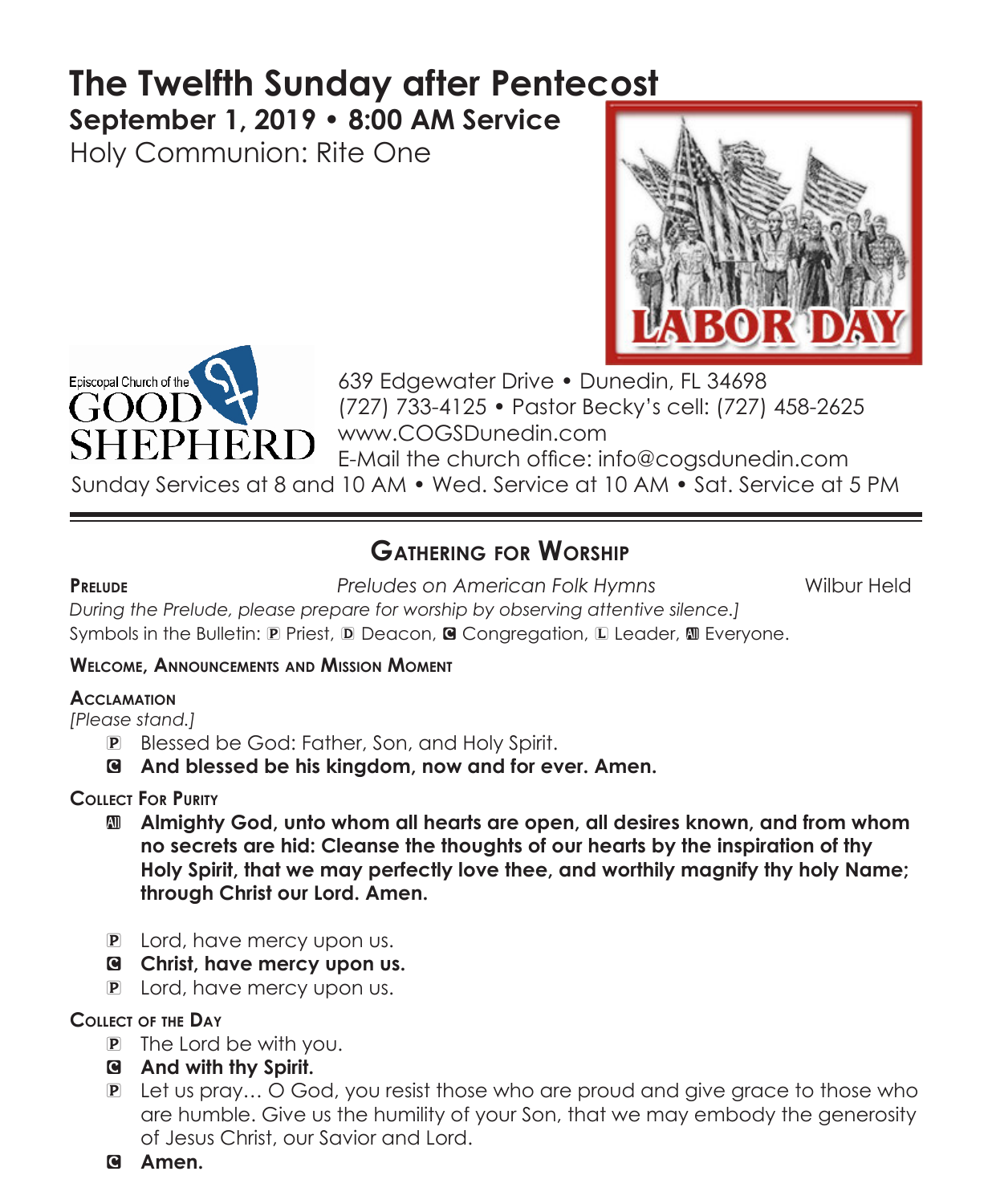# The Twelfth Sunday after Pentecost

**September 1, 2019 • 8:00 AM Service**

Holy Communion: Rite One

Episcopal Church of the GOOD SHEPHERD

639 Edgewater Drive • Dunedin, FL 34698
(727) 733-4125 • Pastor Becky's cell: (727) 458-2625
www.COGSDunedin.com
E-Mail the church office: info@cogsdunedin.com
Sunday Services at 8 and 10 AM • Wed. Service at 10 AM • Sat. Service at 5 PM

## Gathering for Worship

**Prelude** *Preludes on American Folk Hymns* Wilbur Held

*During the Prelude, please prepare for worship by observing attentive silence.]*

Symbols in the Bulletin: P Priest, D Deacon, C Congregation, L Leader, All Everyone.

**Welcome, Announcements and Mission Moment**

**Acclamation**

*[Please stand.]*

P Blessed be God: Father, Son, and Holy Spirit.

C **And blessed be his kingdom, now and for ever. Amen.**

**Collect For Purity**

All **Almighty God, unto whom all hearts are open, all desires known, and from whom no secrets are hid: Cleanse the thoughts of our hearts by the inspiration of thy Holy Spirit, that we may perfectly love thee, and worthily magnify thy holy Name; through Christ our Lord. Amen.**

P Lord, have mercy upon us.

C **Christ, have mercy upon us.**

P Lord, have mercy upon us.

**Collect of the Day**

P The Lord be with you.

C **And with thy Spirit.**

P Let us pray… O God, you resist those who are proud and give grace to those who are humble. Give us the humility of your Son, that we may embody the generosity of Jesus Christ, our Savior and Lord.

C **Amen.**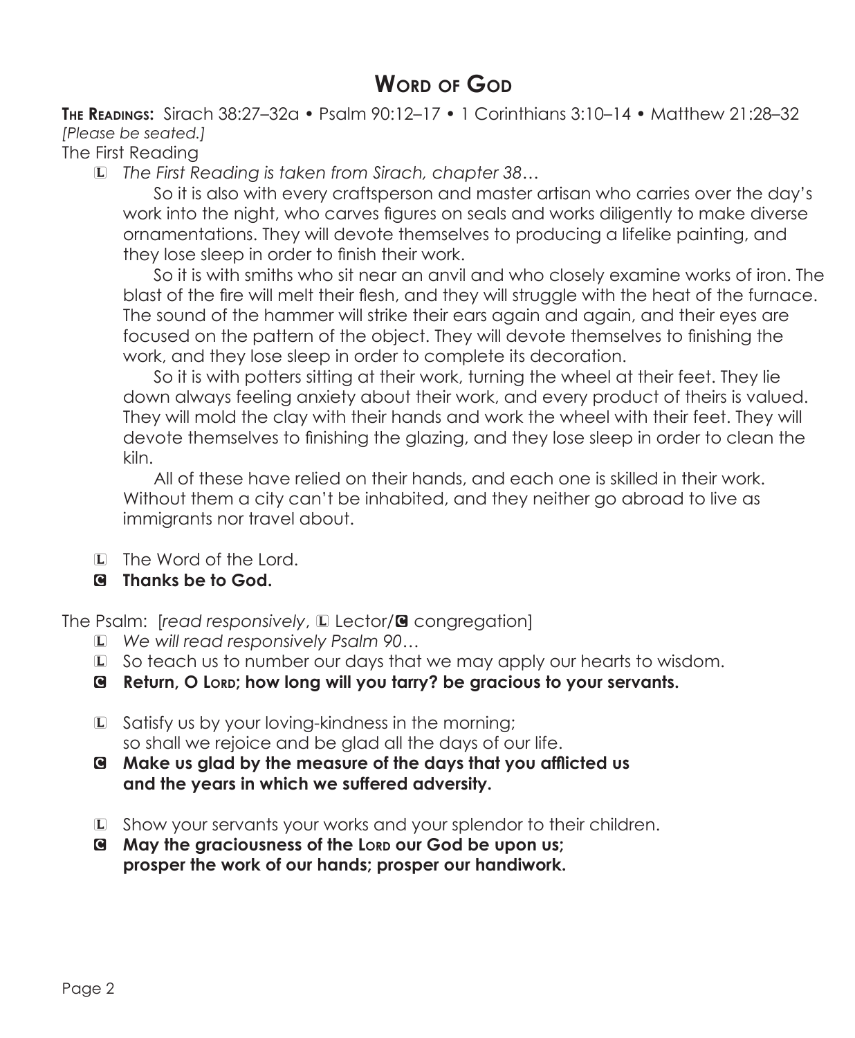# Word of God

**The Readings:** Sirach 38:27–32a • Psalm 90:12–17 • 1 Corinthians 3:10–14 • Matthew 21:28–32

*[Please be seated.]*

The First Reading

L *The First Reading is taken from Sirach, chapter 38…*

So it is also with every craftsperson and master artisan who carries over the day's work into the night, who carves figures on seals and works diligently to make diverse ornamentations. They will devote themselves to producing a lifelike painting, and they lose sleep in order to finish their work.

So it is with smiths who sit near an anvil and who closely examine works of iron. The blast of the fire will melt their flesh, and they will struggle with the heat of the furnace. The sound of the hammer will strike their ears again and again, and their eyes are focused on the pattern of the object. They will devote themselves to finishing the work, and they lose sleep in order to complete its decoration.

So it is with potters sitting at their work, turning the wheel at their feet. They lie down always feeling anxiety about their work, and every product of theirs is valued. They will mold the clay with their hands and work the wheel with their feet. They will devote themselves to finishing the glazing, and they lose sleep in order to clean the kiln.

All of these have relied on their hands, and each one is skilled in their work. Without them a city can't be inhabited, and they neither go abroad to live as immigrants nor travel about.

L The Word of the Lord.

**C Thanks be to God.**

The Psalm: [*read responsively*, L Lector/C congregation]

L *We will read responsively Psalm 90…*

L So teach us to number our days that we may apply our hearts to wisdom.

**C Return, O Lord; how long will you tarry? be gracious to your servants.**

L Satisfy us by your loving-kindness in the morning;
so shall we rejoice and be glad all the days of our life.

**C Make us glad by the measure of the days that you afflicted us
and the years in which we suffered adversity.**

L Show your servants your works and your splendor to their children.

**C May the graciousness of the Lord our God be upon us;
prosper the work of our hands; prosper our handiwork.**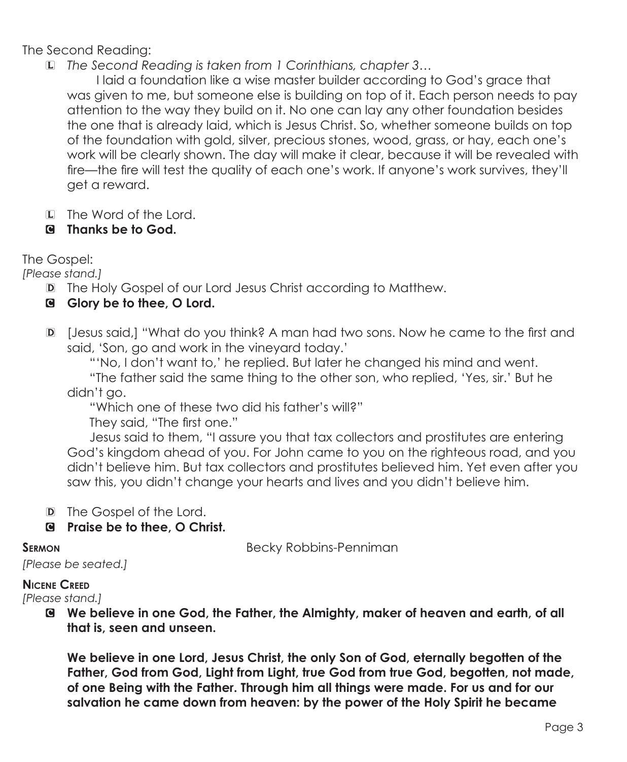The Second Reading:

L *The Second Reading is taken from 1 Corinthians, chapter 3…*

I laid a foundation like a wise master builder according to God's grace that was given to me, but someone else is building on top of it. Each person needs to pay attention to the way they build on it. No one can lay any other foundation besides the one that is already laid, which is Jesus Christ. So, whether someone builds on top of the foundation with gold, silver, precious stones, wood, grass, or hay, each one's work will be clearly shown. The day will make it clear, because it will be revealed with fire—the fire will test the quality of each one's work. If anyone's work survives, they'll get a reward.

L The Word of the Lord.

**C Thanks be to God.**

The Gospel:

*[Please stand.]*

D The Holy Gospel of our Lord Jesus Christ according to Matthew.

**C Glory be to thee, O Lord.**

D [Jesus said,] "What do you think? A man had two sons. Now he came to the first and said, 'Son, go and work in the vineyard today.'

"'No, I don't want to,' he replied. But later he changed his mind and went.

"The father said the same thing to the other son, who replied, 'Yes, sir.' But he didn't go.

"Which one of these two did his father's will?"

They said, "The first one."

Jesus said to them, "I assure you that tax collectors and prostitutes are entering God's kingdom ahead of you. For John came to you on the righteous road, and you didn't believe him. But tax collectors and prostitutes believed him. Yet even after you saw this, you didn't change your hearts and lives and you didn't believe him.

D The Gospel of the Lord.

**C Praise be to thee, O Christ.**

**Sermon** Becky Robbins-Penniman

*[Please be seated.]*

**Nicene Creed**

*[Please stand.]*

**C We believe in one God, the Father, the Almighty, maker of heaven and earth, of all that is, seen and unseen.**

**We believe in one Lord, Jesus Christ, the only Son of God, eternally begotten of the Father, God from God, Light from Light, true God from true God, begotten, not made, of one Being with the Father. Through him all things were made. For us and for our salvation he came down from heaven: by the power of the Holy Spirit he became**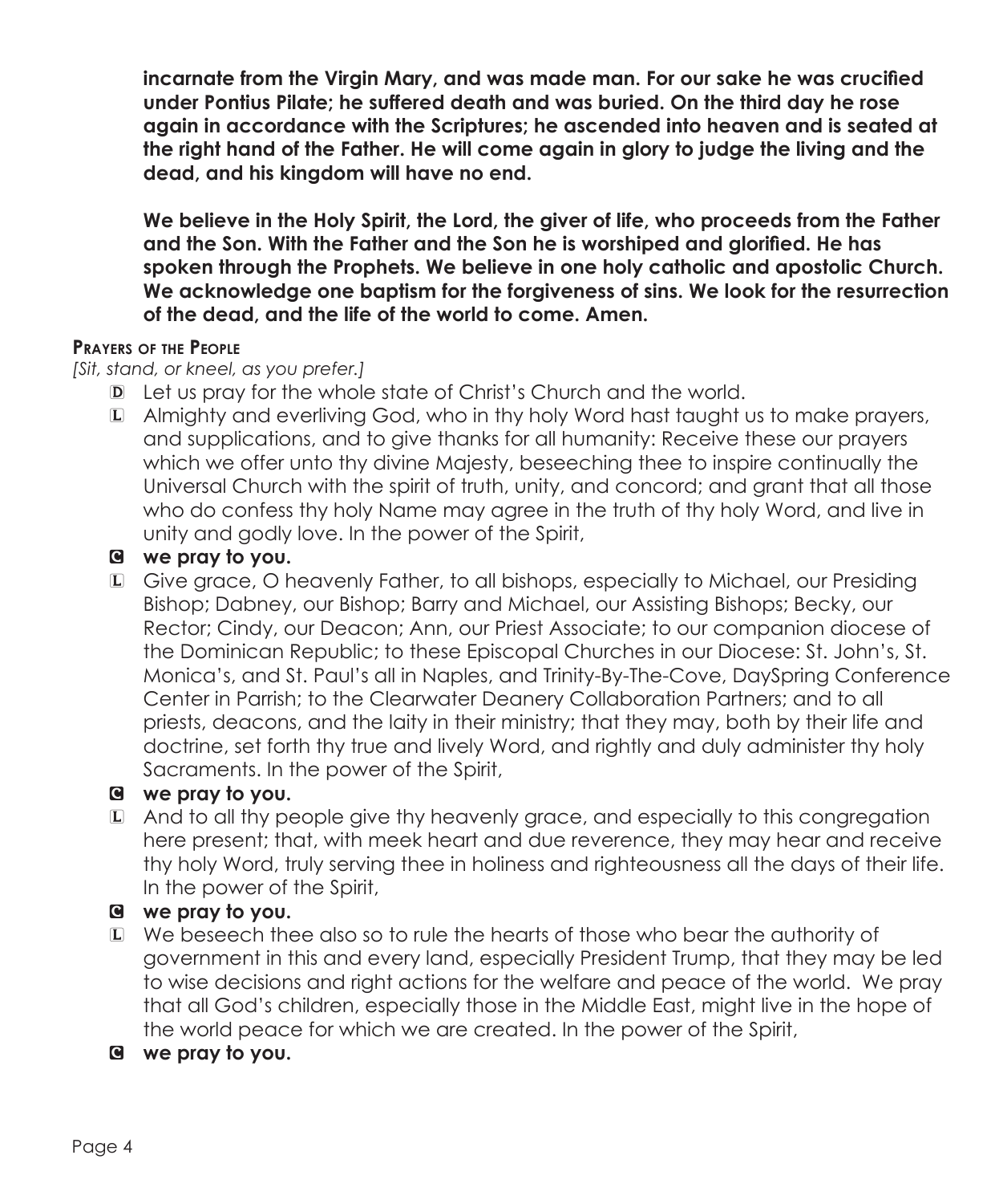**incarnate from the Virgin Mary, and was made man. For our sake he was crucified under Pontius Pilate; he suffered death and was buried. On the third day he rose again in accordance with the Scriptures; he ascended into heaven and is seated at the right hand of the Father. He will come again in glory to judge the living and the dead, and his kingdom will have no end.**

**We believe in the Holy Spirit, the Lord, the giver of life, who proceeds from the Father and the Son. With the Father and the Son he is worshiped and glorified. He has spoken through the Prophets. We believe in one holy catholic and apostolic Church. We acknowledge one baptism for the forgiveness of sins. We look for the resurrection of the dead, and the life of the world to come. Amen.**

**Prayers of the People**

*[Sit, stand, or kneel, as you prefer.]*

D Let us pray for the whole state of Christ's Church and the world.

L Almighty and everliving God, who in thy holy Word hast taught us to make prayers, and supplications, and to give thanks for all humanity: Receive these our prayers which we offer unto thy divine Majesty, beseeching thee to inspire continually the Universal Church with the spirit of truth, unity, and concord; and grant that all those who do confess thy holy Name may agree in the truth of thy holy Word, and live in unity and godly love. In the power of the Spirit,

C **we pray to you.**

L Give grace, O heavenly Father, to all bishops, especially to Michael, our Presiding Bishop; Dabney, our Bishop; Barry and Michael, our Assisting Bishops; Becky, our Rector; Cindy, our Deacon; Ann, our Priest Associate; to our companion diocese of the Dominican Republic; to these Episcopal Churches in our Diocese: St. John's, St. Monica's, and St. Paul's all in Naples, and Trinity-By-The-Cove, DaySpring Conference Center in Parrish; to the Clearwater Deanery Collaboration Partners; and to all priests, deacons, and the laity in their ministry; that they may, both by their life and doctrine, set forth thy true and lively Word, and rightly and duly administer thy holy Sacraments. In the power of the Spirit,

C **we pray to you.**

L And to all thy people give thy heavenly grace, and especially to this congregation here present; that, with meek heart and due reverence, they may hear and receive thy holy Word, truly serving thee in holiness and righteousness all the days of their life. In the power of the Spirit,

C **we pray to you.**

L We beseech thee also so to rule the hearts of those who bear the authority of government in this and every land, especially President Trump, that they may be led to wise decisions and right actions for the welfare and peace of the world. We pray that all God's children, especially those in the Middle East, might live in the hope of the world peace for which we are created. In the power of the Spirit,

C **we pray to you.**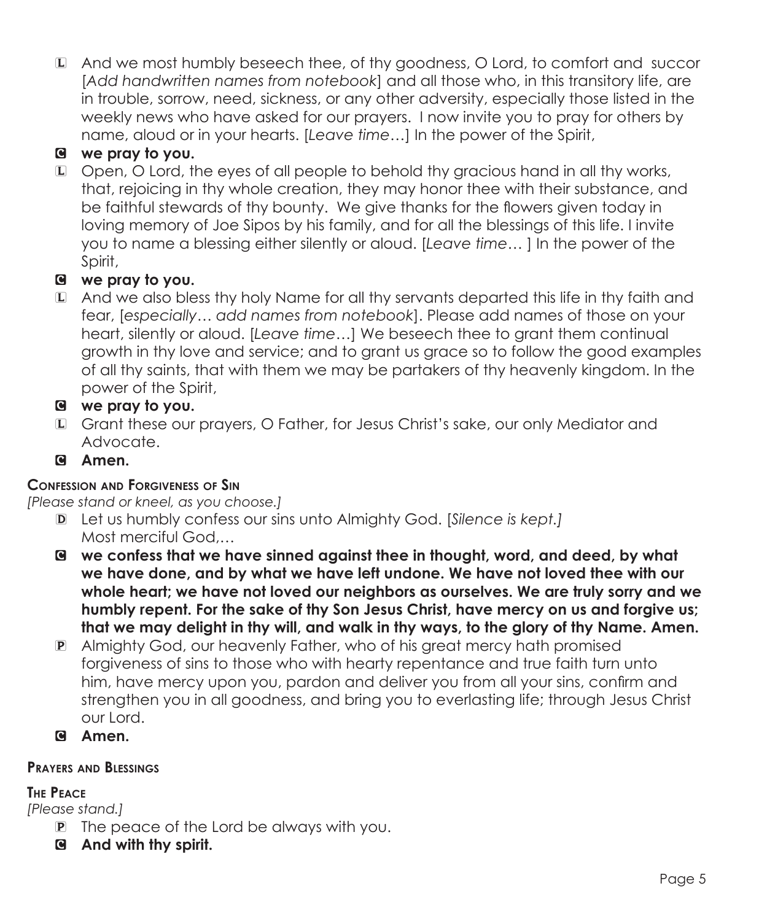L And we most humbly beseech thee, of thy goodness, O Lord, to comfort and succor [*Add handwritten names from notebook*] and all those who, in this transitory life, are in trouble, sorrow, need, sickness, or any other adversity, especially those listed in the weekly news who have asked for our prayers. I now invite you to pray for others by name, aloud or in your hearts. [*Leave time*…] In the power of the Spirit,

**C we pray to you.**

L Open, O Lord, the eyes of all people to behold thy gracious hand in all thy works, that, rejoicing in thy whole creation, they may honor thee with their substance, and be faithful stewards of thy bounty. We give thanks for the flowers given today in loving memory of Joe Sipos by his family, and for all the blessings of this life. I invite you to name a blessing either silently or aloud. [*Leave time*… ] In the power of the Spirit,

**C we pray to you.**

L And we also bless thy holy Name for all thy servants departed this life in thy faith and fear, [*especially… add names from notebook*]. Please add names of those on your heart, silently or aloud. [*Leave time*…] We beseech thee to grant them continual growth in thy love and service; and to grant us grace so to follow the good examples of all thy saints, that with them we may be partakers of thy heavenly kingdom. In the power of the Spirit,

**C we pray to you.**

L Grant these our prayers, O Father, for Jesus Christ's sake, our only Mediator and Advocate.

**C Amen.**

### Confession and Forgiveness of Sin

*[Please stand or kneel, as you choose.]*

D Let us humbly confess our sins unto Almighty God. [*Silence is kept.*]
Most merciful God,…

**C we confess that we have sinned against thee in thought, word, and deed, by what we have done, and by what we have left undone. We have not loved thee with our whole heart; we have not loved our neighbors as ourselves. We are truly sorry and we humbly repent. For the sake of thy Son Jesus Christ, have mercy on us and forgive us; that we may delight in thy will, and walk in thy ways, to the glory of thy Name. Amen.**

P Almighty God, our heavenly Father, who of his great mercy hath promised forgiveness of sins to those who with hearty repentance and true faith turn unto him, have mercy upon you, pardon and deliver you from all your sins, confirm and strengthen you in all goodness, and bring you to everlasting life; through Jesus Christ our Lord.

**C Amen.**

### Prayers and Blessings

### The Peace

*[Please stand.]*

P The peace of the Lord be always with you.

**C And with thy spirit.**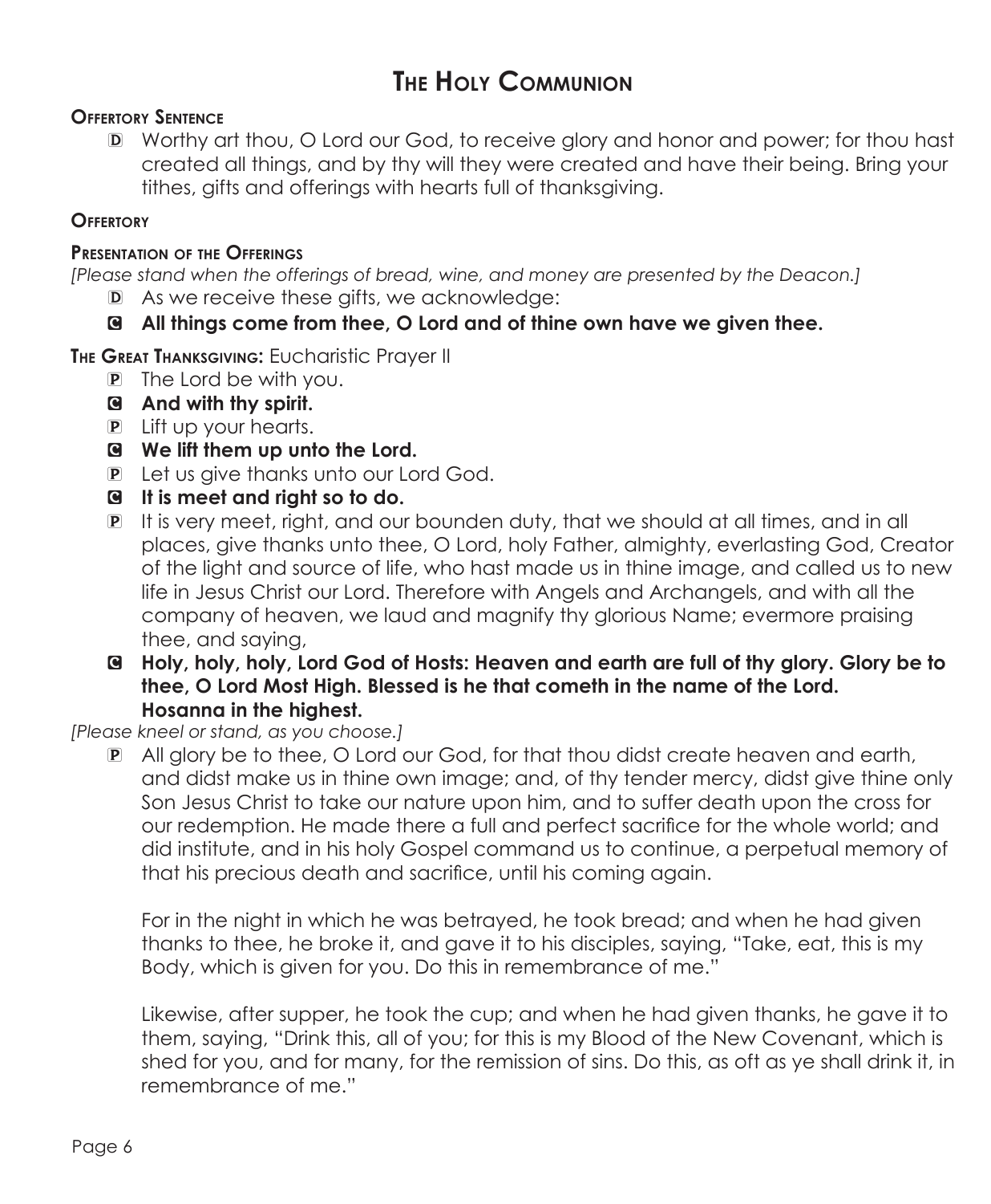# The Holy Communion

**Offertory Sentence**

D Worthy art thou, O Lord our God, to receive glory and honor and power; for thou hast created all things, and by thy will they were created and have their being. Bring your tithes, gifts and offerings with hearts full of thanksgiving.

**Offertory**

**Presentation of the Offerings**

*[Please stand when the offerings of bread, wine, and money are presented by the Deacon.]*

D As we receive these gifts, we acknowledge:

C **All things come from thee, O Lord and of thine own have we given thee.**

**The Great Thanksgiving:** Eucharistic Prayer II

P The Lord be with you.

C **And with thy spirit.**

P Lift up your hearts.

C **We lift them up unto the Lord.**

P Let us give thanks unto our Lord God.

C **It is meet and right so to do.**

P It is very meet, right, and our bounden duty, that we should at all times, and in all places, give thanks unto thee, O Lord, holy Father, almighty, everlasting God, Creator of the light and source of life, who hast made us in thine image, and called us to new life in Jesus Christ our Lord. Therefore with Angels and Archangels, and with all the company of heaven, we laud and magnify thy glorious Name; evermore praising thee, and saying,

C **Holy, holy, holy, Lord God of Hosts: Heaven and earth are full of thy glory. Glory be to thee, O Lord Most High. Blessed is he that cometh in the name of the Lord. Hosanna in the highest.**

*[Please kneel or stand, as you choose.]*

P All glory be to thee, O Lord our God, for that thou didst create heaven and earth, and didst make us in thine own image; and, of thy tender mercy, didst give thine only Son Jesus Christ to take our nature upon him, and to suffer death upon the cross for our redemption. He made there a full and perfect sacrifice for the whole world; and did institute, and in his holy Gospel command us to continue, a perpetual memory of that his precious death and sacrifice, until his coming again.

For in the night in which he was betrayed, he took bread; and when he had given thanks to thee, he broke it, and gave it to his disciples, saying, "Take, eat, this is my Body, which is given for you. Do this in remembrance of me."

Likewise, after supper, he took the cup; and when he had given thanks, he gave it to them, saying, "Drink this, all of you; for this is my Blood of the New Covenant, which is shed for you, and for many, for the remission of sins. Do this, as oft as ye shall drink it, in remembrance of me."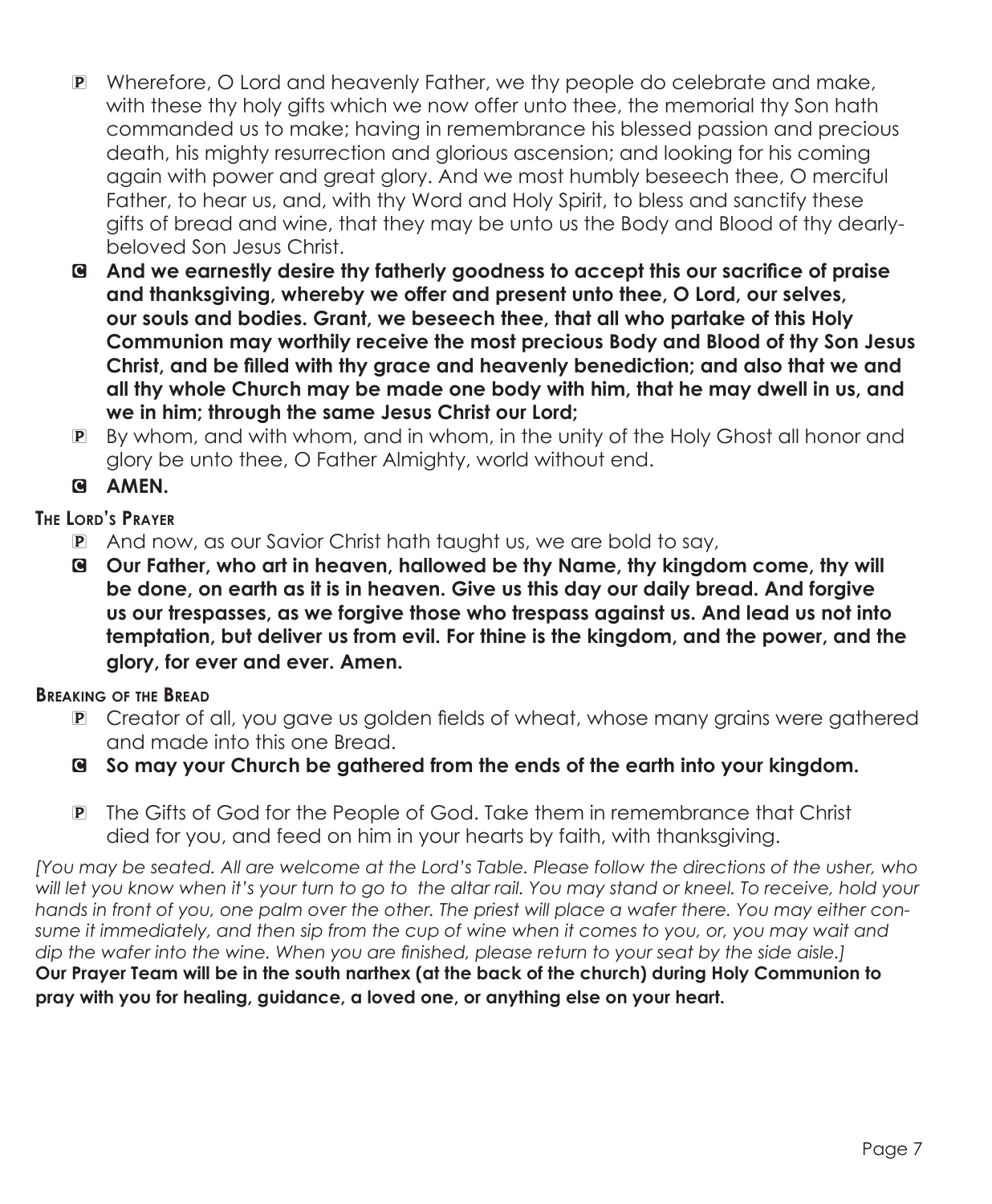P Wherefore, O Lord and heavenly Father, we thy people do celebrate and make, with these thy holy gifts which we now offer unto thee, the memorial thy Son hath commanded us to make; having in remembrance his blessed passion and precious death, his mighty resurrection and glorious ascension; and looking for his coming again with power and great glory. And we most humbly beseech thee, O merciful Father, to hear us, and, with thy Word and Holy Spirit, to bless and sanctify these gifts of bread and wine, that they may be unto us the Body and Blood of thy dearly-beloved Son Jesus Christ.

**C And we earnestly desire thy fatherly goodness to accept this our sacrifice of praise and thanksgiving, whereby we offer and present unto thee, O Lord, our selves, our souls and bodies. Grant, we beseech thee, that all who partake of this Holy Communion may worthily receive the most precious Body and Blood of thy Son Jesus Christ, and be filled with thy grace and heavenly benediction; and also that we and all thy whole Church may be made one body with him, that he may dwell in us, and we in him; through the same Jesus Christ our Lord;**

P By whom, and with whom, and in whom, in the unity of the Holy Ghost all honor and glory be unto thee, O Father Almighty, world without end.

**C AMEN.**

**The Lord's Prayer**

P And now, as our Savior Christ hath taught us, we are bold to say,

**C Our Father, who art in heaven, hallowed be thy Name, thy kingdom come, thy will be done, on earth as it is in heaven. Give us this day our daily bread. And forgive us our trespasses, as we forgive those who trespass against us. And lead us not into temptation, but deliver us from evil. For thine is the kingdom, and the power, and the glory, for ever and ever. Amen.**

**Breaking of the Bread**

P Creator of all, you gave us golden fields of wheat, whose many grains were gathered and made into this one Bread.

**C So may your Church be gathered from the ends of the earth into your kingdom.**

P The Gifts of God for the People of God. Take them in remembrance that Christ died for you, and feed on him in your hearts by faith, with thanksgiving.

*[You may be seated. All are welcome at the Lord's Table. Please follow the directions of the usher, who will let you know when it's your turn to go to the altar rail. You may stand or kneel. To receive, hold your hands in front of you, one palm over the other. The priest will place a wafer there. You may either consume it immediately, and then sip from the cup of wine when it comes to you, or, you may wait and dip the wafer into the wine. When you are finished, please return to your seat by the side aisle.]*

**Our Prayer Team will be in the south narthex (at the back of the church) during Holy Communion to pray with you for healing, guidance, a loved one, or anything else on your heart.**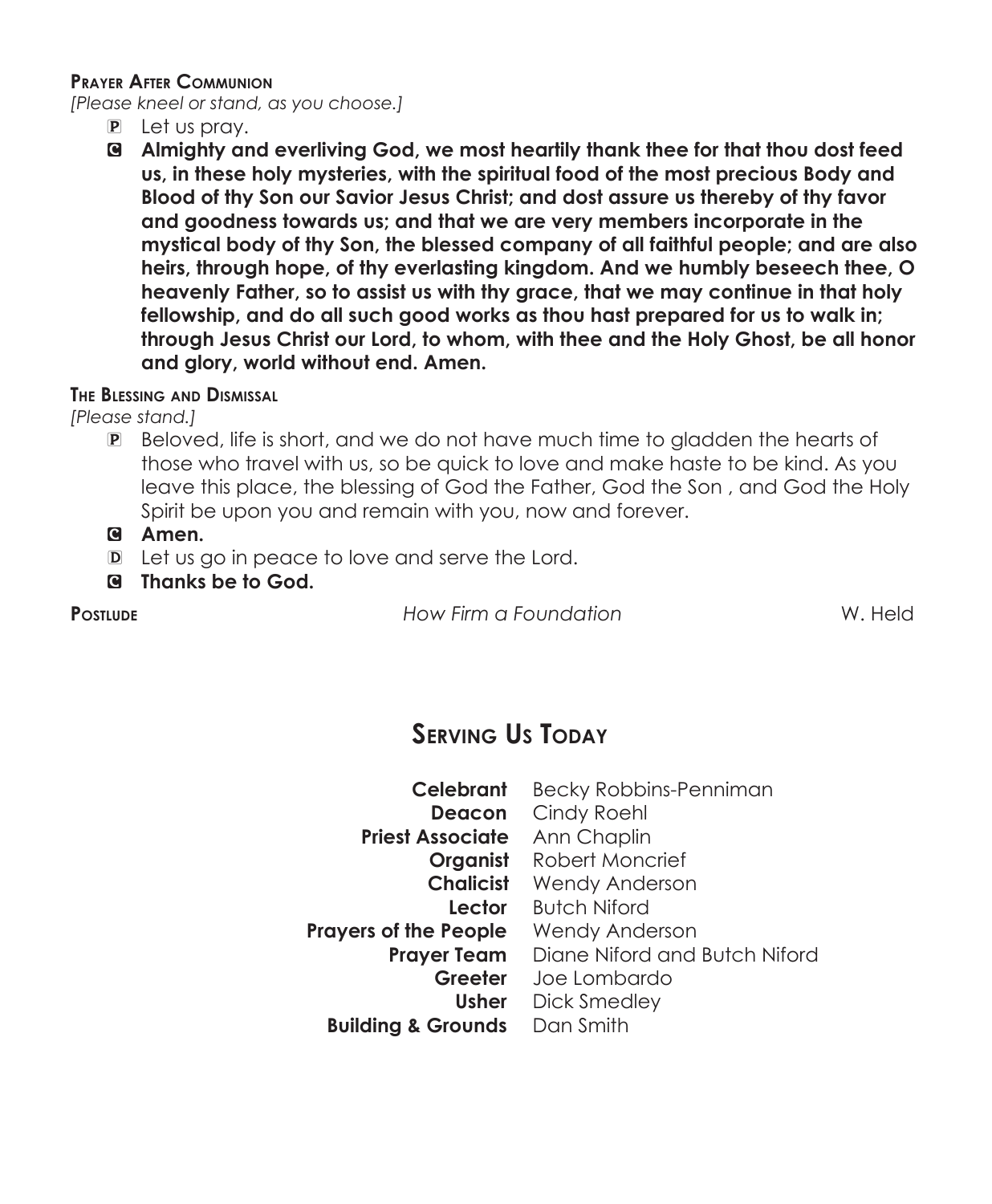**Prayer After Communion**

*[Please kneel or stand, as you choose.]*

P Let us pray.

C **Almighty and everliving God, we most heartily thank thee for that thou dost feed us, in these holy mysteries, with the spiritual food of the most precious Body and Blood of thy Son our Savior Jesus Christ; and dost assure us thereby of thy favor and goodness towards us; and that we are very members incorporate in the mystical body of thy Son, the blessed company of all faithful people; and are also heirs, through hope, of thy everlasting kingdom. And we humbly beseech thee, O heavenly Father, so to assist us with thy grace, that we may continue in that holy fellowship, and do all such good works as thou hast prepared for us to walk in; through Jesus Christ our Lord, to whom, with thee and the Holy Ghost, be all honor and glory, world without end. Amen.**

**The Blessing and Dismissal**

*[Please stand.]*

P Beloved, life is short, and we do not have much time to gladden the hearts of those who travel with us, so be quick to love and make haste to be kind. As you leave this place, the blessing of God the Father, God the Son , and God the Holy Spirit be upon you and remain with you, now and forever.

C **Amen.**

D Let us go in peace to love and serve the Lord.

C **Thanks be to God.**

**Postlude** *How Firm a Foundation* W. Held

## Serving Us Today

| | |
|---|---|
| **Celebrant** | Becky Robbins-Penniman |
| **Deacon** | Cindy Roehl |
| **Priest Associate** | Ann Chaplin |
| **Organist** | Robert Moncrief |
| **Chalicist** | Wendy Anderson |
| **Lector** | Butch Niford |
| **Prayers of the People** | Wendy Anderson |
| **Prayer Team** | Diane Niford and Butch Niford |
| **Greeter** | Joe Lombardo |
| **Usher** | Dick Smedley |
| **Building & Grounds** | Dan Smith |